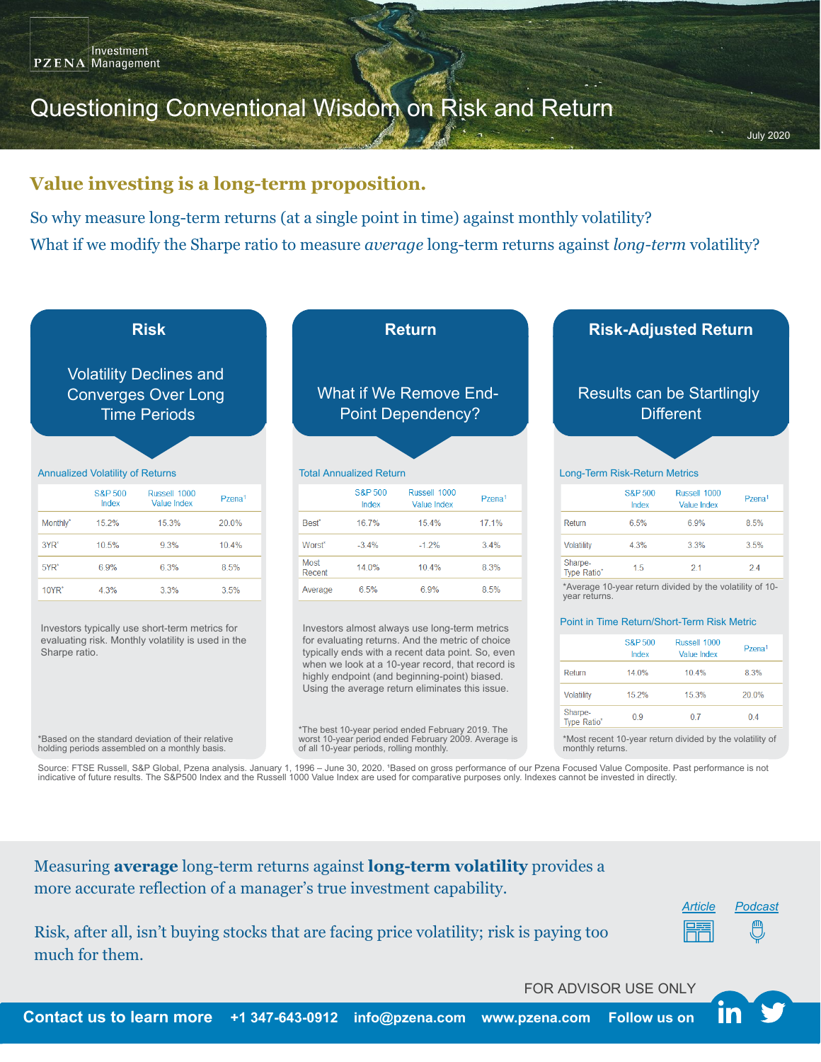Pzena Investment Management

# Questioning Conventional Wisdom on Risk and Return

July 2020

## Value investing is a long-term proposition.

So why measure long-term returns (at a single point in time) against monthly volatility?

What if we modify the Sharpe ratio to measure *average* long-term returns against *long-term* volatility?

### Risk

**Volatility Declines and Converges Over Long Time Periods**

Annualized Volatility of Returns

| | S&P 500 Index | Russell 1000 Value Index | Pzena[1] |
|---|---|---|---|
| Monthly* | 15.2% | 15.3% | 20.0% |
| 3YR* | 10.5% | 9.3% | 10.4% |
| 5YR* | 6.9% | 6.3% | 8.5% |
| 10YR* | 4.3% | 3.3% | 3.5% |

Investors typically use short-term metrics for evaluating risk. Monthly volatility is used in the Sharpe ratio.

*Based on the standard deviation of their relative holding periods assembled on a monthly basis.

### Return

**What if We Remove End-Point Dependency?**

Total Annualized Return

| | S&P 500 Index | Russell 1000 Value Index | Pzena[1] |
|---|---|---|---|
| Best* | 16.7% | 15.4% | 17.1% |
| Worst* | -3.4% | -1.2% | 3.4% |
| Most Recent | 14.0% | 10.4% | 8.3% |
| Average | 6.5% | 6.9% | 8.5% |

Investors almost always use long-term metrics for evaluating returns. And the metric of choice typically ends with a recent data point. So, even when we look at a 10-year record, that record is highly endpoint (and beginning-point) biased. Using the average return eliminates this issue.

*The best 10-year period ended February 2019. The worst 10-year period ended February 2009. Average is of all 10-year periods, rolling monthly.

### Risk-Adjusted Return

**Results can be Startlingly Different**

Long-Term Risk-Return Metrics

| | S&P 500 Index | Russell 1000 Value Index | Pzena[1] |
|---|---|---|---|
| Return | 6.5% | 6.9% | 8.5% |
| Volatility | 4.3% | 3.3% | 3.5% |
| Sharpe-Type Ratio* | 1.5 | 2.1 | 2.4 |

*Average 10-year return divided by the volatility of 10-year returns.

Point in Time Return/Short-Term Risk Metric

| | S&P 500 Index | Russell 1000 Value Index | Pzena[1] |
|---|---|---|---|
| Return | 14.0% | 10.4% | 8.3% |
| Volatility | 15.2% | 15.3% | 20.0% |
| Sharpe-Type Ratio* | 0.9 | 0.7 | 0.4 |

*Most recent 10-year return divided by the volatility of monthly returns.

Source: FTSE Russell, S&P Global, Pzena analysis. January 1, 1996 – June 30, 2020. [1]Based on gross performance of our Pzena Focused Value Composite. Past performance is not indicative of future results. The S&P500 Index and the Russell 1000 Value Index are used for comparative purposes only. Indexes cannot be invested in directly.

Measuring **average** long-term returns against **long-term volatility** provides a more accurate reflection of a manager's true investment capability.

Risk, after all, isn't buying stocks that are facing price volatility; risk is paying too much for them.

Article | Podcast

FOR ADVISOR USE ONLY

**Contact us to learn more** +1 347-643-0912 info@pzena.com www.pzena.com Follow us on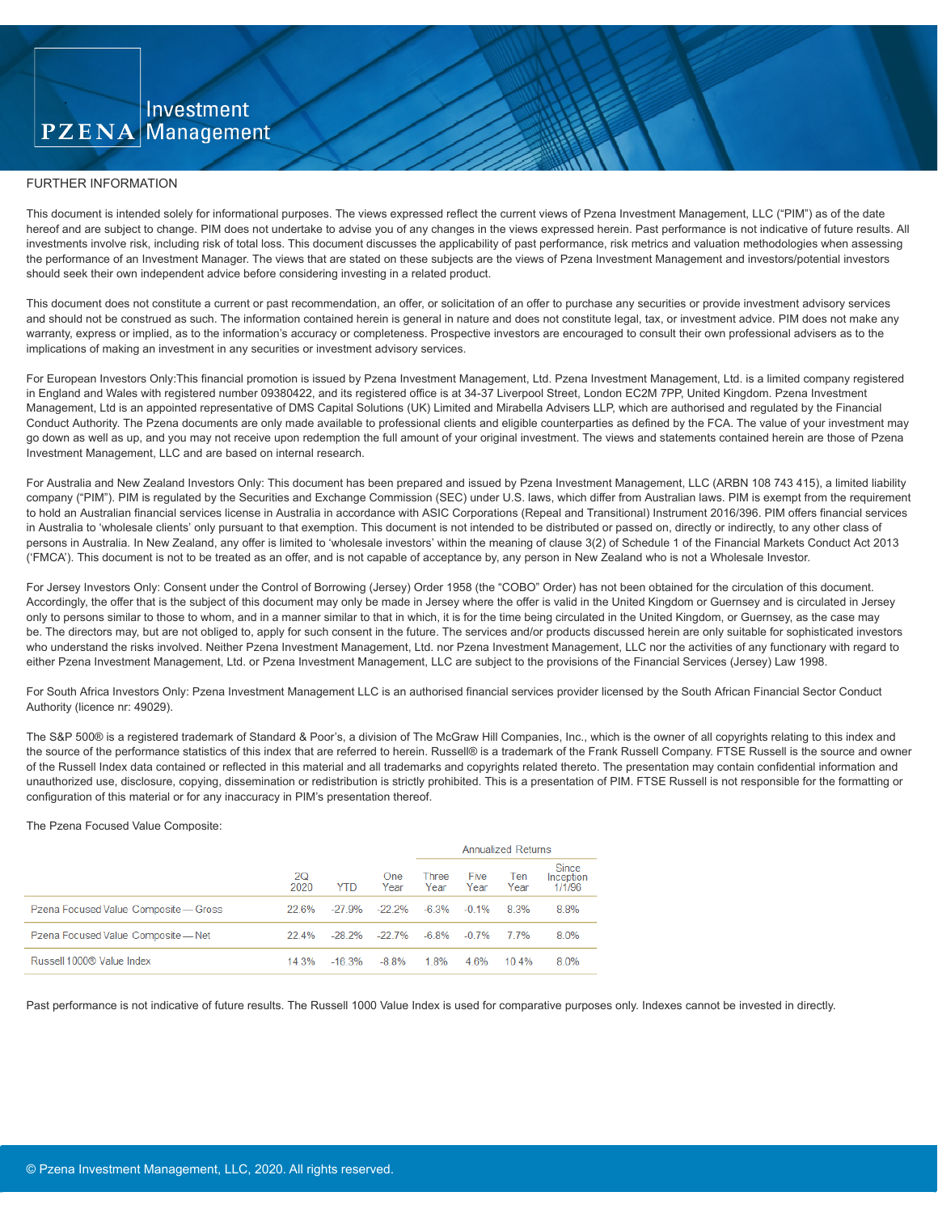## FURTHER INFORMATION

This document is intended solely for informational purposes. The views expressed reflect the current views of Pzena Investment Management, LLC ("PIM") as of the date hereof and are subject to change. PIM does not undertake to advise you of any changes in the views expressed herein. Past performance is not indicative of future results. All investments involve risk, including risk of total loss. This document discusses the applicability of past performance, risk metrics and valuation methodologies when assessing the performance of an Investment Manager. The views that are stated on these subjects are the views of Pzena Investment Management and investors/potential investors should seek their own independent advice before considering investing in a related product.

This document does not constitute a current or past recommendation, an offer, or solicitation of an offer to purchase any securities or provide investment advisory services and should not be construed as such. The information contained herein is general in nature and does not constitute legal, tax, or investment advice. PIM does not make any warranty, express or implied, as to the information's accuracy or completeness. Prospective investors are encouraged to consult their own professional advisers as to the implications of making an investment in any securities or investment advisory services.

For European Investors Only:This financial promotion is issued by Pzena Investment Management, Ltd. Pzena Investment Management, Ltd. is a limited company registered in England and Wales with registered number 09380422, and its registered office is at 34-37 Liverpool Street, London EC2M 7PP, United Kingdom. Pzena Investment Management, Ltd is an appointed representative of DMS Capital Solutions (UK) Limited and Mirabella Advisers LLP, which are authorised and regulated by the Financial Conduct Authority. The Pzena documents are only made available to professional clients and eligible counterparties as defined by the FCA. The value of your investment may go down as well as up, and you may not receive upon redemption the full amount of your original investment. The views and statements contained herein are those of Pzena Investment Management, LLC and are based on internal research.

For Australia and New Zealand Investors Only: This document has been prepared and issued by Pzena Investment Management, LLC (ARBN 108 743 415), a limited liability company ("PIM"). PIM is regulated by the Securities and Exchange Commission (SEC) under U.S. laws, which differ from Australian laws. PIM is exempt from the requirement to hold an Australian financial services license in Australia in accordance with ASIC Corporations (Repeal and Transitional) Instrument 2016/396. PIM offers financial services in Australia to 'wholesale clients' only pursuant to that exemption. This document is not intended to be distributed or passed on, directly or indirectly, to any other class of persons in Australia. In New Zealand, any offer is limited to 'wholesale investors' within the meaning of clause 3(2) of Schedule 1 of the Financial Markets Conduct Act 2013 ('FMCA'). This document is not to be treated as an offer, and is not capable of acceptance by, any person in New Zealand who is not a Wholesale Investor.

For Jersey Investors Only: Consent under the Control of Borrowing (Jersey) Order 1958 (the "COBO" Order) has not been obtained for the circulation of this document. Accordingly, the offer that is the subject of this document may only be made in Jersey where the offer is valid in the United Kingdom or Guernsey and is circulated in Jersey only to persons similar to those to whom, and in a manner similar to that in which, it is for the time being circulated in the United Kingdom, or Guernsey, as the case may be. The directors may, but are not obliged to, apply for such consent in the future. The services and/or products discussed herein are only suitable for sophisticated investors who understand the risks involved. Neither Pzena Investment Management, Ltd. nor Pzena Investment Management, LLC nor the activities of any functionary with regard to either Pzena Investment Management, Ltd. or Pzena Investment Management, LLC are subject to the provisions of the Financial Services (Jersey) Law 1998.

For South Africa Investors Only: Pzena Investment Management LLC is an authorised financial services provider licensed by the South African Financial Sector Conduct Authority (licence nr: 49029).

The S&P 500® is a registered trademark of Standard & Poor's, a division of The McGraw Hill Companies, Inc., which is the owner of all copyrights relating to this index and the source of the performance statistics of this index that are referred to herein. Russell® is a trademark of the Frank Russell Company. FTSE Russell is the source and owner of the Russell Index data contained or reflected in this material and all trademarks and copyrights related thereto. The presentation may contain confidential information and unauthorized use, disclosure, copying, dissemination or redistribution is strictly prohibited. This is a presentation of PIM. FTSE Russell is not responsible for the formatting or configuration of this material or for any inaccuracy in PIM's presentation thereof.

The Pzena Focused Value Composite:

| | | | | Annualized Returns | | | |
|---|---|---|---|---|---|---|---|
| | 2Q 2020 | YTD | One Year | Three Year | Five Year | Ten Year | Since Inception 1/1/96 |
| Pzena Focused Value Composite — Gross | 22.6% | -27.9% | -22.2% | -6.3% | -0.1% | 8.3% | 8.8% |
| Pzena Focused Value Composite — Net | 22.4% | -28.2% | -22.7% | -6.8% | -0.7% | 7.7% | 8.0% |
| Russell 1000® Value Index | 14.3% | -16.3% | -8.8% | 1.8% | 4.6% | 10.4% | 8.0% |

Past performance is not indicative of future results. The Russell 1000 Value Index is used for comparative purposes only. Indexes cannot be invested in directly.

© Pzena Investment Management, LLC, 2020. All rights reserved.